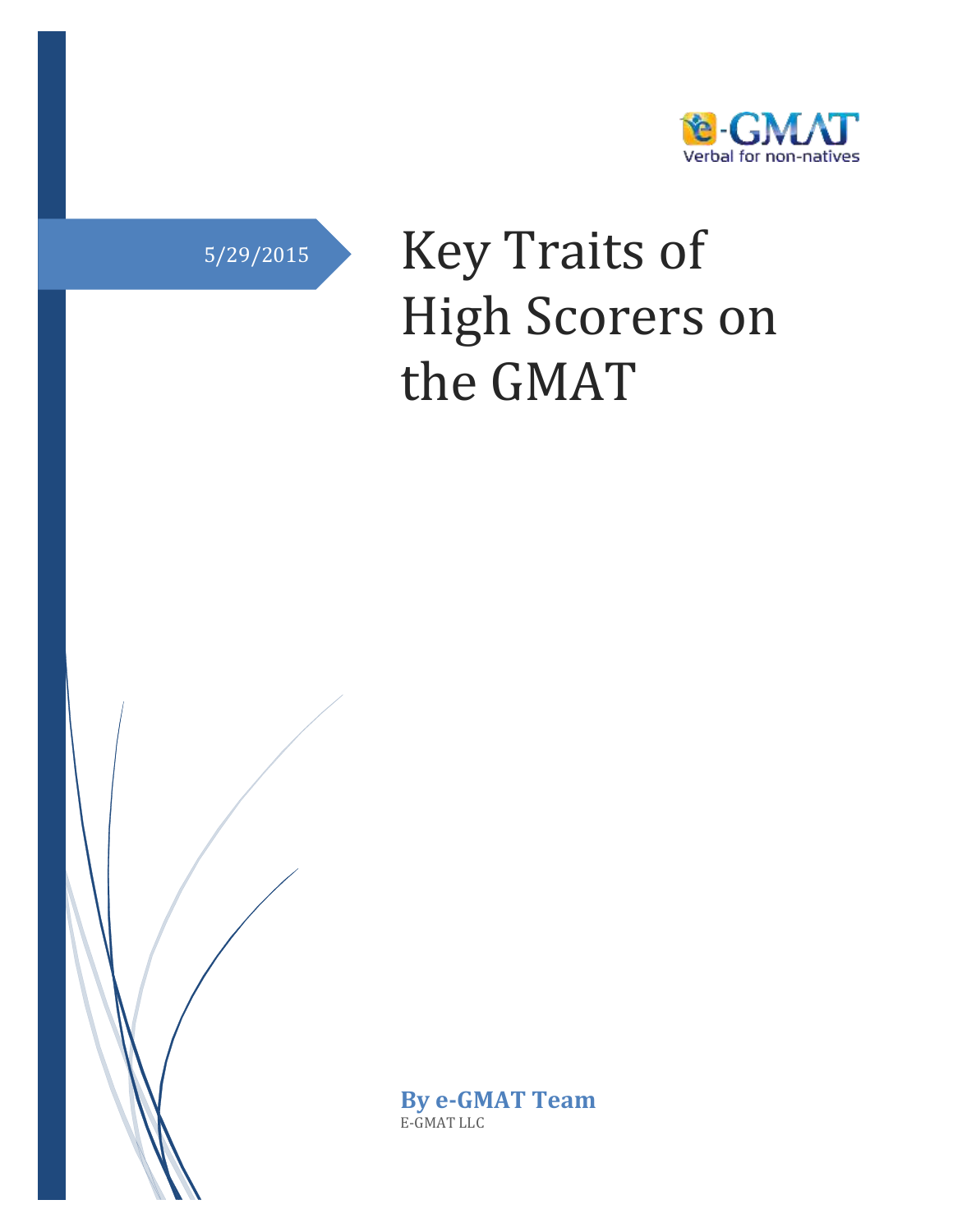e-GMAT
Verbal for non-natives

5/29/2015

# Key Traits of High Scorers on the GMAT

**By e-GMAT Team**

E-GMAT LLC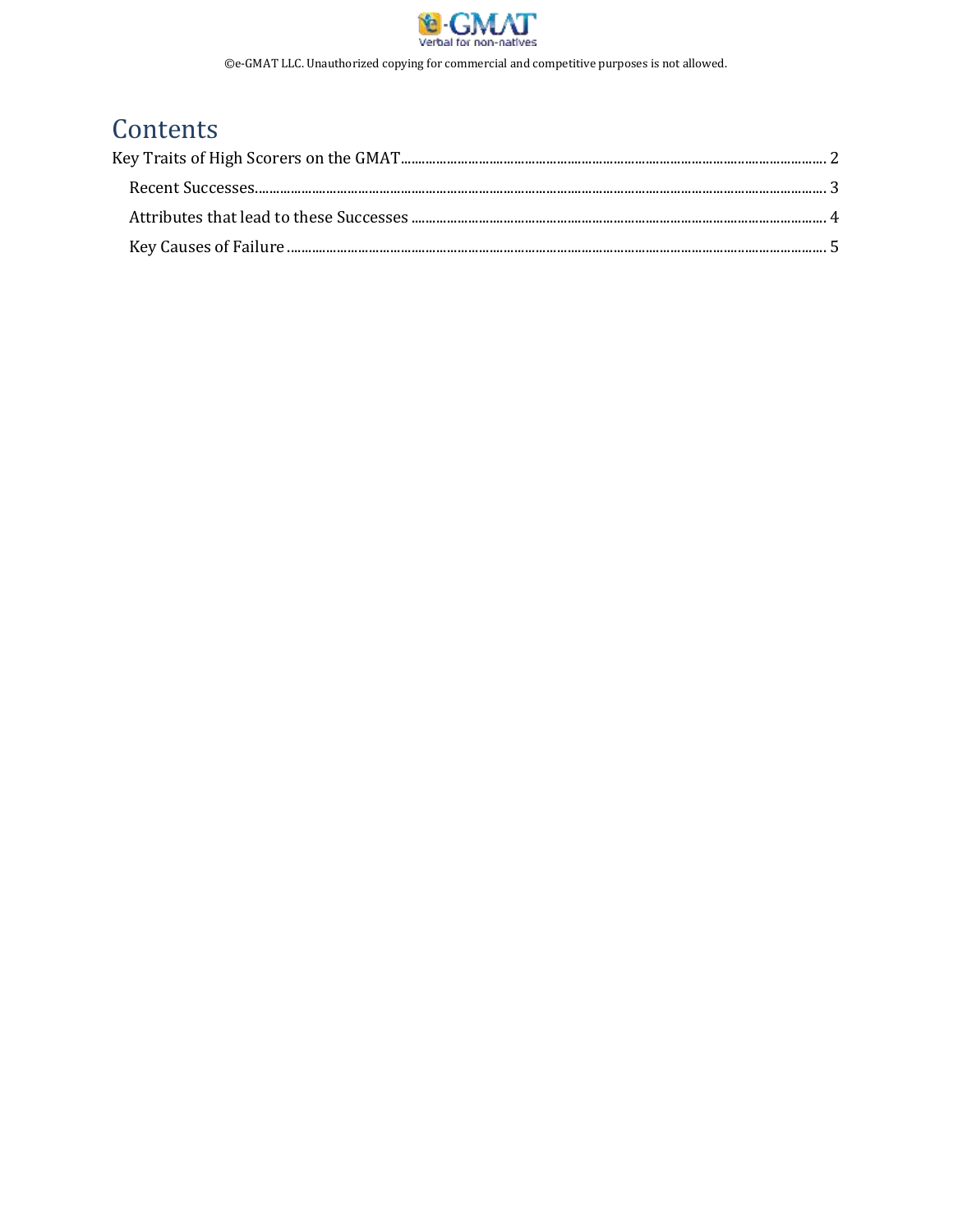# Contents

Key Traits of High Scorers on the GMAT ........................................ 2

- Recent Successes ........................................ 3
- Attributes that lead to these Successes ........................................ 4
- Key Causes of Failure ........................................ 5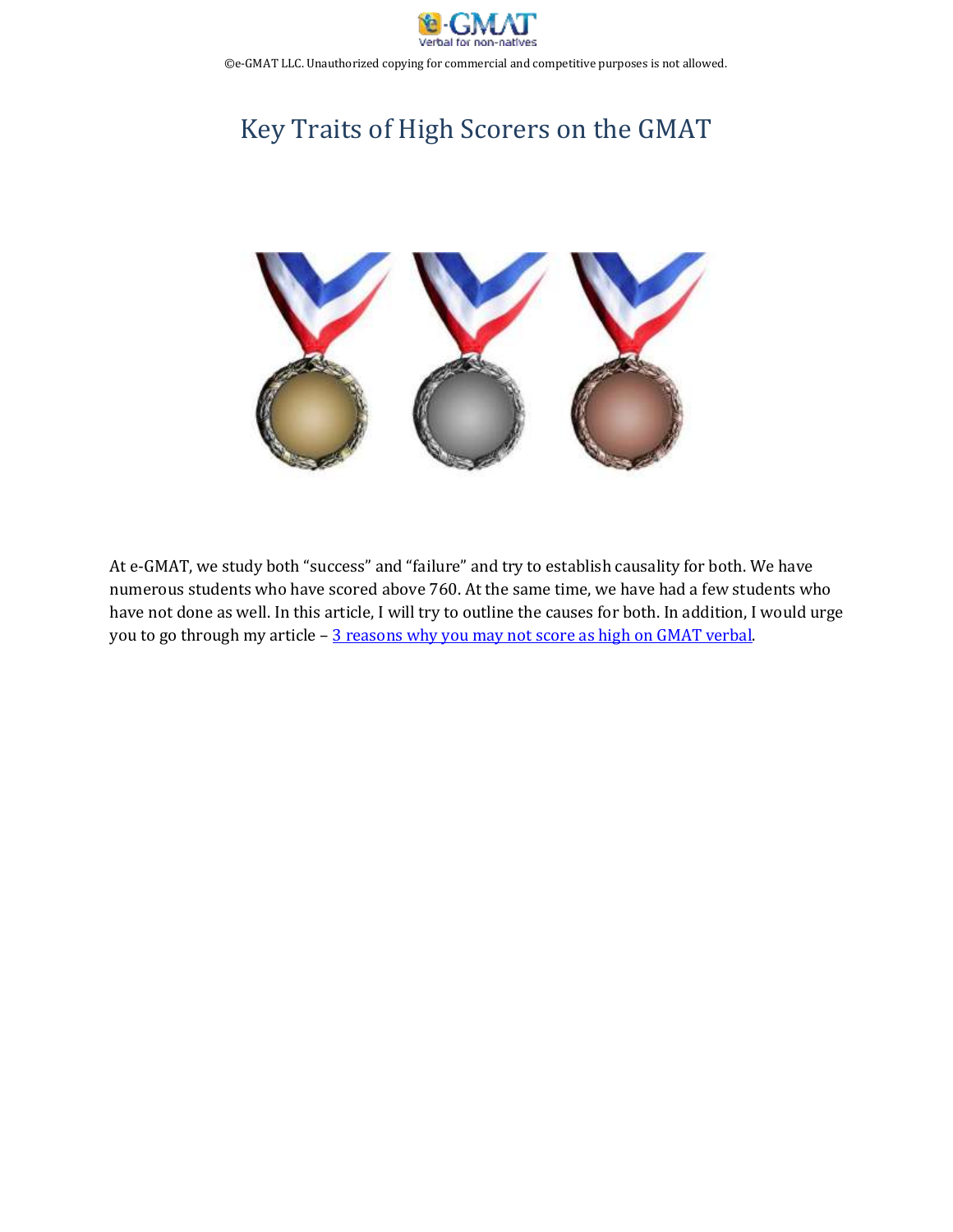# Key Traits of High Scorers on the GMAT

At e-GMAT, we study both “success” and “failure” and try to establish causality for both. We have numerous students who have scored above 760. At the same time, we have had a few students who have not done as well. In this article, I will try to outline the causes for both. In addition, I would urge you to go through my article – [3 reasons why you may not score as high on GMAT verbal](3 reasons why you may not score as high on GMAT verbal).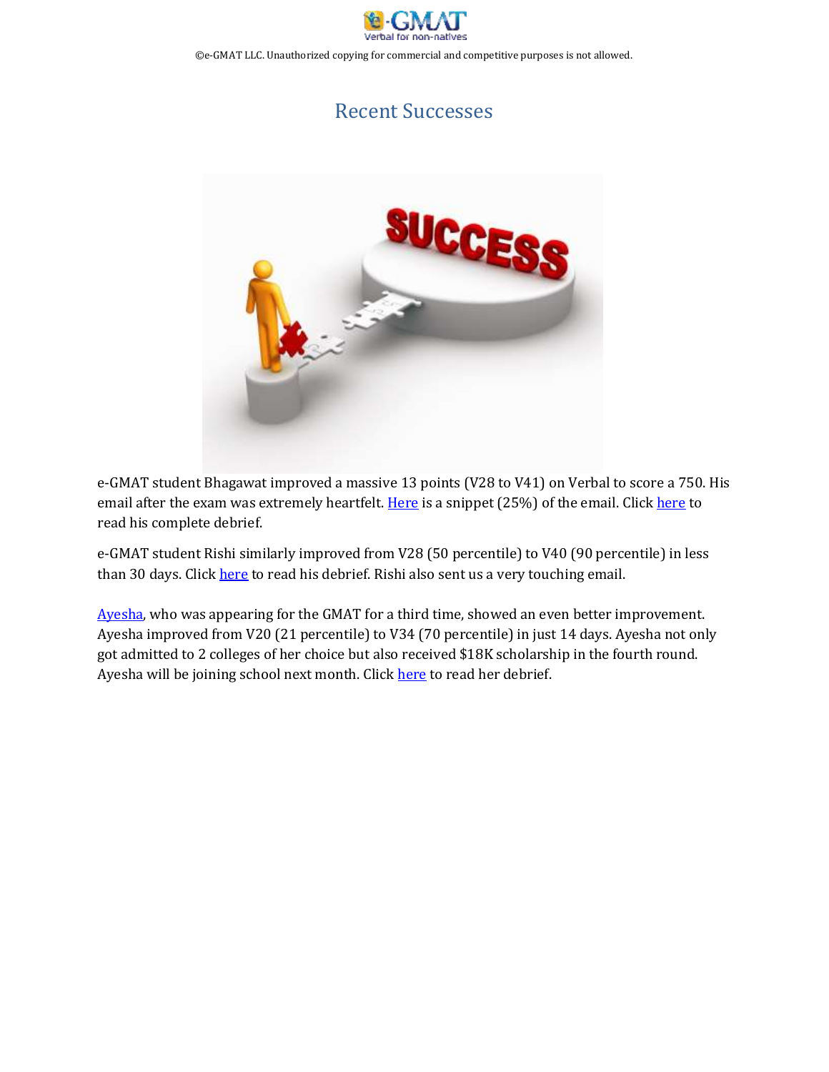# Recent Successes

e-GMAT student Bhagawat improved a massive 13 points (V28 to V41) on Verbal to score a 750. His email after the exam was extremely heartfelt. Here is a snippet (25%) of the email. Click here to read his complete debrief.

e-GMAT student Rishi similarly improved from V28 (50 percentile) to V40 (90 percentile) in less than 30 days. Click here to read his debrief. Rishi also sent us a very touching email.

Ayesha, who was appearing for the GMAT for a third time, showed an even better improvement. Ayesha improved from V20 (21 percentile) to V34 (70 percentile) in just 14 days. Ayesha not only got admitted to 2 colleges of her choice but also received $18K scholarship in the fourth round. Ayesha will be joining school next month. Click here to read her debrief.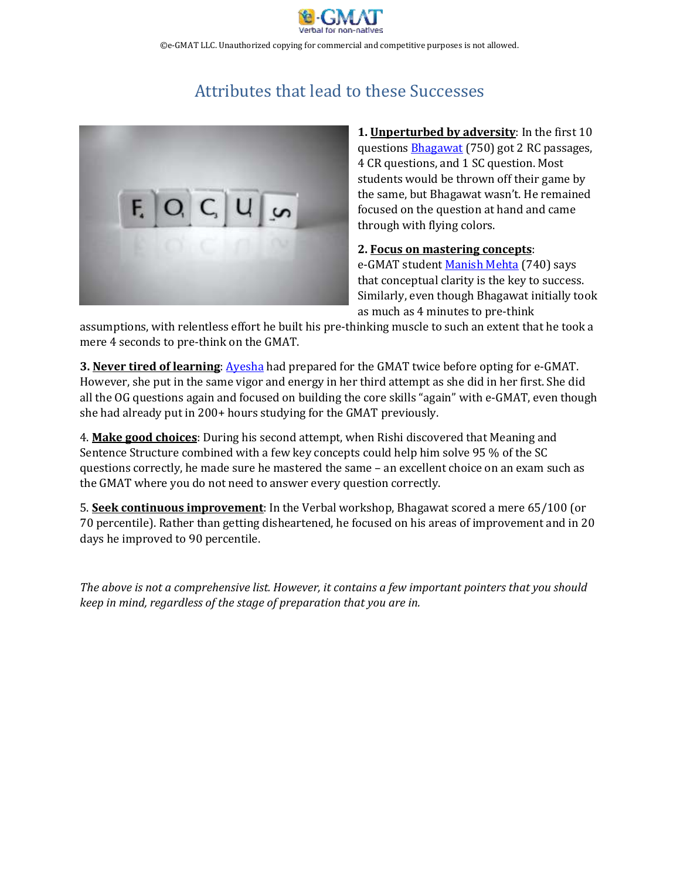## Attributes that lead to these Successes

**1. Unperturbed by adversity**: In the first 10 questions Bhagawat (750) got 2 RC passages, 4 CR questions, and 1 SC question. Most students would be thrown off their game by the same, but Bhagawat wasn't. He remained focused on the question at hand and came through with flying colors.

**2. Focus on mastering concepts**: e-GMAT student Manish Mehta (740) says that conceptual clarity is the key to success. Similarly, even though Bhagawat initially took as much as 4 minutes to pre-think assumptions, with relentless effort he built his pre-thinking muscle to such an extent that he took a mere 4 seconds to pre-think on the GMAT.

**3. Never tired of learning**: Ayesha had prepared for the GMAT twice before opting for e-GMAT. However, she put in the same vigor and energy in her third attempt as she did in her first. She did all the OG questions again and focused on building the core skills "again" with e-GMAT, even though she had already put in 200+ hours studying for the GMAT previously.

4. **Make good choices**: During his second attempt, when Rishi discovered that Meaning and Sentence Structure combined with a few key concepts could help him solve 95 % of the SC questions correctly, he made sure he mastered the same – an excellent choice on an exam such as the GMAT where you do not need to answer every question correctly.

5. **Seek continuous improvement**: In the Verbal workshop, Bhagawat scored a mere 65/100 (or 70 percentile). Rather than getting disheartened, he focused on his areas of improvement and in 20 days he improved to 90 percentile.

*The above is not a comprehensive list. However, it contains a few important pointers that you should keep in mind, regardless of the stage of preparation that you are in.*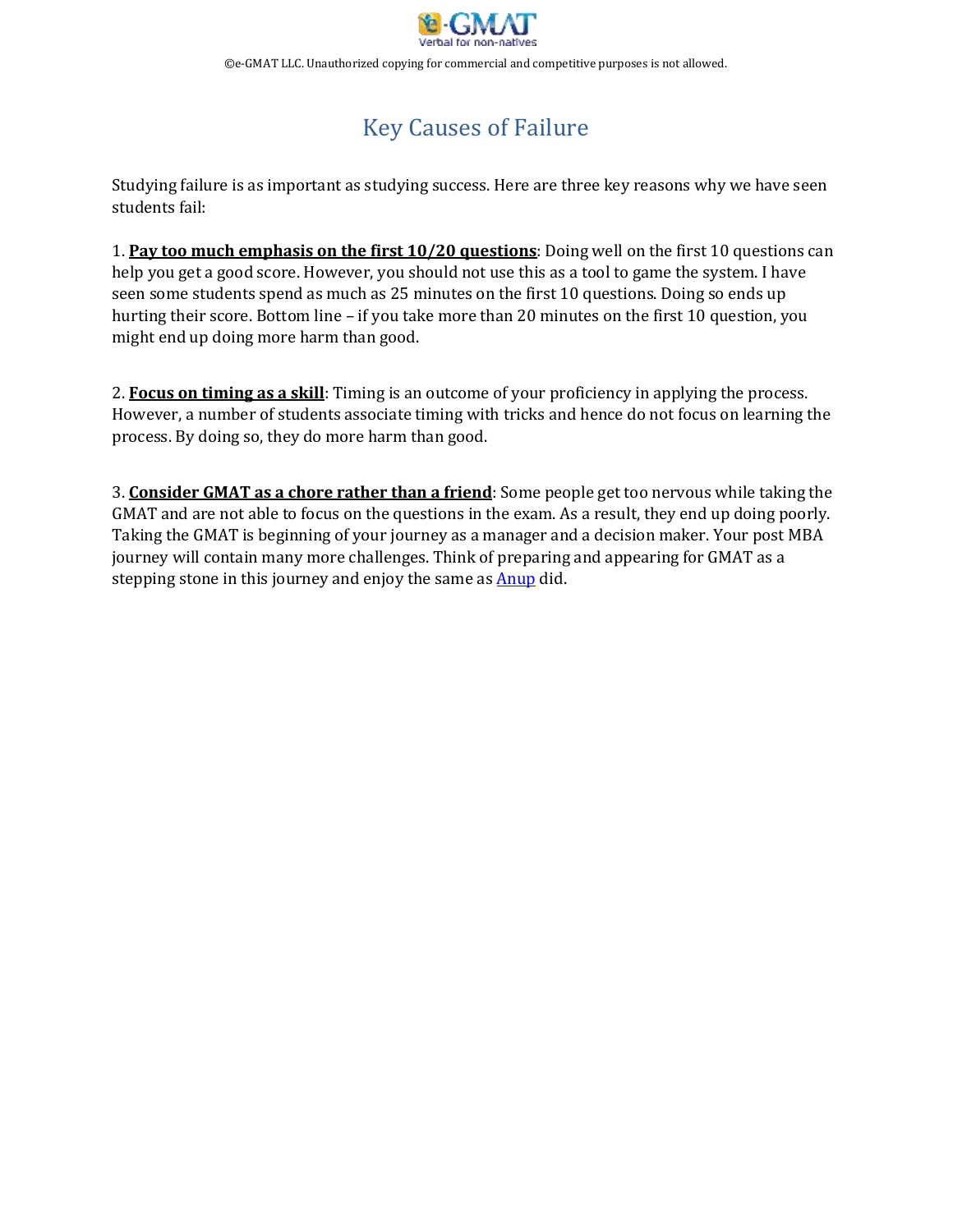# Key Causes of Failure

Studying failure is as important as studying success. Here are three key reasons why we have seen students fail:

1. **Pay too much emphasis on the first 10/20 questions**: Doing well on the first 10 questions can help you get a good score. However, you should not use this as a tool to game the system. I have seen some students spend as much as 25 minutes on the first 10 questions. Doing so ends up hurting their score. Bottom line – if you take more than 20 minutes on the first 10 question, you might end up doing more harm than good.

2. **Focus on timing as a skill**: Timing is an outcome of your proficiency in applying the process. However, a number of students associate timing with tricks and hence do not focus on learning the process. By doing so, they do more harm than good.

3. **Consider GMAT as a chore rather than a friend**: Some people get too nervous while taking the GMAT and are not able to focus on the questions in the exam. As a result, they end up doing poorly. Taking the GMAT is beginning of your journey as a manager and a decision maker. Your post MBA journey will contain many more challenges. Think of preparing and appearing for GMAT as a stepping stone in this journey and enjoy the same as Anup did.